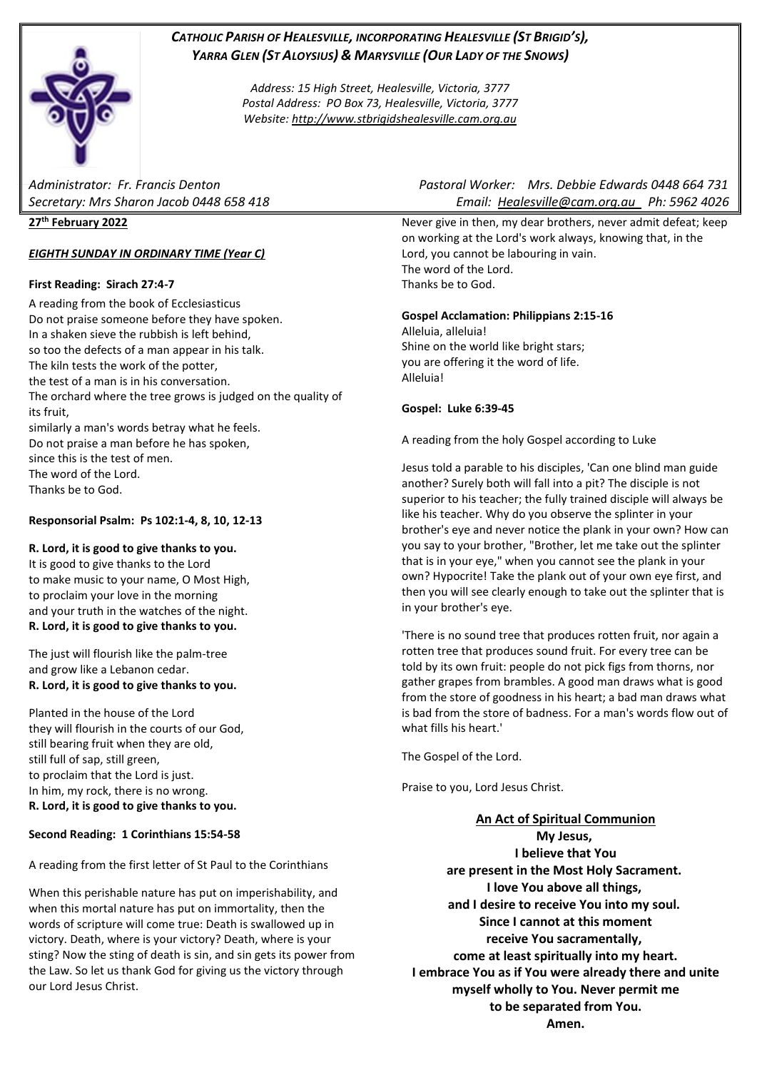# *CATHOLIC PARISH OF HEALESVILLE, INCORPORATING HEALESVILLE (ST BRIGID'S), YARRA GLEN (ST ALOYSIUS) & MARYSVILLE (OUR LADY OF THE SNOWS)*

*Address: 15 High Street, Healesville, Victoria, 3777*
*Postal Address: PO Box 73, Healesville, Victoria, 3777*
*Website: http://www.stbrigidshealesville.cam.org.au*

*Administrator: Fr. Francis Denton*
*Secretary: Mrs Sharon Jacob 0448 658 418*
*Pastoral Worker: Mrs. Debbie Edwards 0448 664 731*
*Email: Healesville@cam.org.au Ph: 5962 4026*

**27th February 2022**

***EIGHTH SUNDAY IN ORDINARY TIME (Year C)***

**First Reading: Sirach 27:4-7**

A reading from the book of Ecclesiasticus
Do not praise someone before they have spoken.
In a shaken sieve the rubbish is left behind,
so too the defects of a man appear in his talk.
The kiln tests the work of the potter,
the test of a man is in his conversation.
The orchard where the tree grows is judged on the quality of its fruit,
similarly a man's words betray what he feels.
Do not praise a man before he has spoken,
since this is the test of men.
The word of the Lord.
Thanks be to God.

**Responsorial Psalm: Ps 102:1-4, 8, 10, 12-13**

**R. Lord, it is good to give thanks to you.**
It is good to give thanks to the Lord
to make music to your name, O Most High,
to proclaim your love in the morning
and your truth in the watches of the night.
**R. Lord, it is good to give thanks to you.**

The just will flourish like the palm-tree
and grow like a Lebanon cedar.
**R. Lord, it is good to give thanks to you.**

Planted in the house of the Lord
they will flourish in the courts of our God,
still bearing fruit when they are old,
still full of sap, still green,
to proclaim that the Lord is just.
In him, my rock, there is no wrong.
**R. Lord, it is good to give thanks to you.**

**Second Reading: 1 Corinthians 15:54-58**

A reading from the first letter of St Paul to the Corinthians

When this perishable nature has put on imperishability, and when this mortal nature has put on immortality, then the words of scripture will come true: Death is swallowed up in victory. Death, where is your victory? Death, where is your sting? Now the sting of death is sin, and sin gets its power from the Law. So let us thank God for giving us the victory through our Lord Jesus Christ.

Never give in then, my dear brothers, never admit defeat; keep on working at the Lord's work always, knowing that, in the Lord, you cannot be labouring in vain.
The word of the Lord.
Thanks be to God.

**Gospel Acclamation: Philippians 2:15-16**
Alleluia, alleluia!
Shine on the world like bright stars;
you are offering it the word of life.
Alleluia!

**Gospel: Luke 6:39-45**

A reading from the holy Gospel according to Luke

Jesus told a parable to his disciples, 'Can one blind man guide another? Surely both will fall into a pit? The disciple is not superior to his teacher; the fully trained disciple will always be like his teacher. Why do you observe the splinter in your brother's eye and never notice the plank in your own? How can you say to your brother, "Brother, let me take out the splinter that is in your eye," when you cannot see the plank in your own? Hypocrite! Take the plank out of your own eye first, and then you will see clearly enough to take out the splinter that is in your brother's eye.

'There is no sound tree that produces rotten fruit, nor again a rotten tree that produces sound fruit. For every tree can be told by its own fruit: people do not pick figs from thorns, nor gather grapes from brambles. A good man draws what is good from the store of goodness in his heart; a bad man draws what is bad from the store of badness. For a man's words flow out of what fills his heart.'

The Gospel of the Lord.

Praise to you, Lord Jesus Christ.

**An Act of Spiritual Communion**

**My Jesus,**
**I believe that You**
**are present in the Most Holy Sacrament.**
**I love You above all things,**
**and I desire to receive You into my soul.**
**Since I cannot at this moment**
**receive You sacramentally,**
**come at least spiritually into my heart.**
**I embrace You as if You were already there and unite myself wholly to You. Never permit me**
**to be separated from You.**
**Amen.**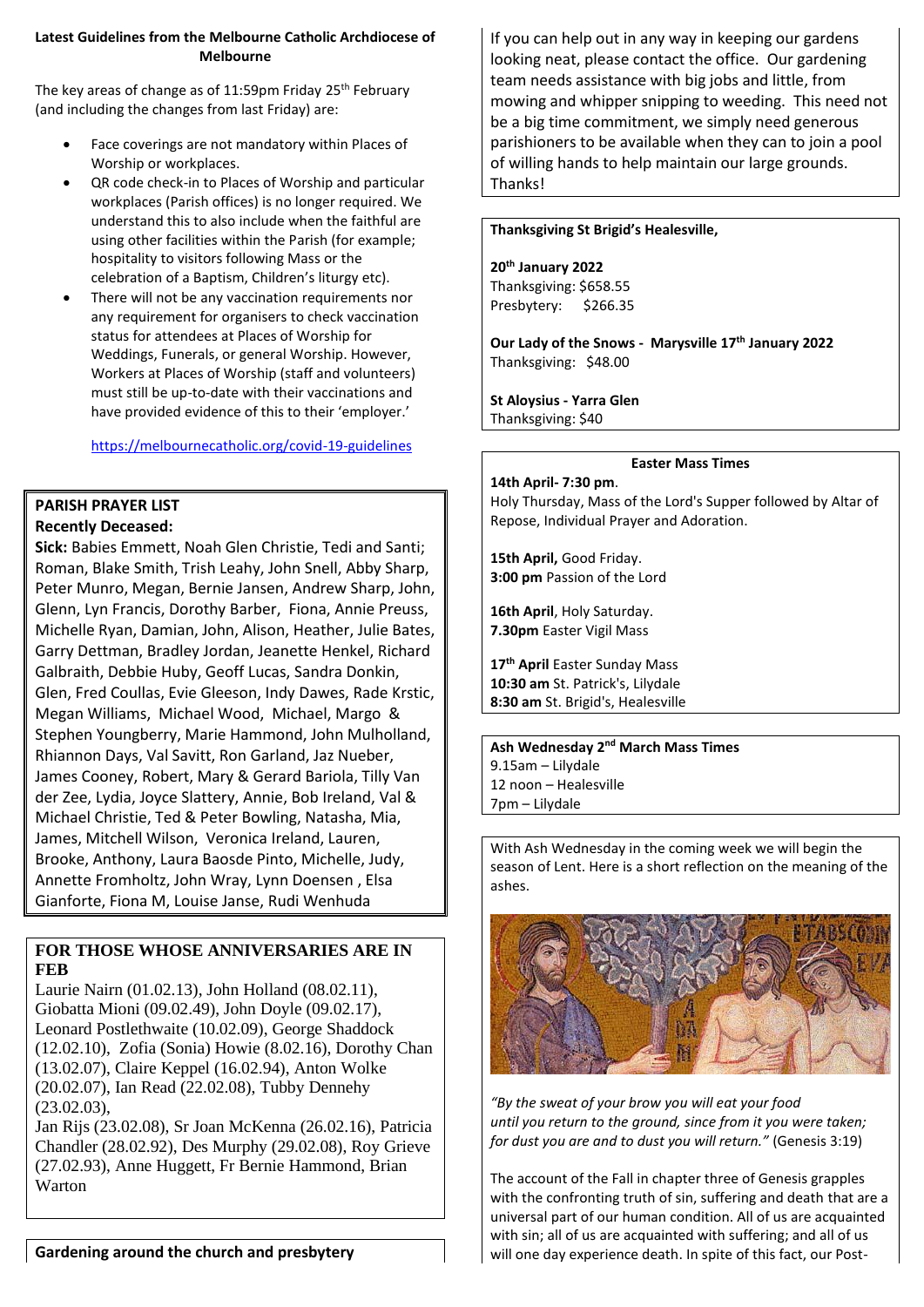**Latest Guidelines from the Melbourne Catholic Archdiocese of Melbourne**

The key areas of change as of 11:59pm Friday 25th February (and including the changes from last Friday) are:

- Face coverings are not mandatory within Places of Worship or workplaces.
- QR code check-in to Places of Worship and particular workplaces (Parish offices) is no longer required. We understand this to also include when the faithful are using other facilities within the Parish (for example; hospitality to visitors following Mass or the celebration of a Baptism, Children's liturgy etc).
- There will not be any vaccination requirements nor any requirement for organisers to check vaccination status for attendees at Places of Worship for Weddings, Funerals, or general Worship. However, Workers at Places of Worship (staff and volunteers) must still be up-to-date with their vaccinations and have provided evidence of this to their 'employer.'

https://melbournecatholic.org/covid-19-guidelines

**PARISH PRAYER LIST**

**Recently Deceased:**

**Sick:** Babies Emmett, Noah Glen Christie, Tedi and Santi; Roman, Blake Smith, Trish Leahy, John Snell, Abby Sharp, Peter Munro, Megan, Bernie Jansen, Andrew Sharp, John, Glenn, Lyn Francis, Dorothy Barber, Fiona, Annie Preuss, Michelle Ryan, Damian, John, Alison, Heather, Julie Bates, Garry Dettman, Bradley Jordan, Jeanette Henkel, Richard Galbraith, Debbie Huby, Geoff Lucas, Sandra Donkin, Glen, Fred Coullas, Evie Gleeson, Indy Dawes, Rade Krstic, Megan Williams, Michael Wood, Michael, Margo & Stephen Youngberry, Marie Hammond, John Mulholland, Rhiannon Days, Val Savitt, Ron Garland, Jaz Nueber, James Cooney, Robert, Mary & Gerard Bariola, Tilly Van der Zee, Lydia, Joyce Slattery, Annie, Bob Ireland, Val & Michael Christie, Ted & Peter Bowling, Natasha, Mia, James, Mitchell Wilson, Veronica Ireland, Lauren, Brooke, Anthony, Laura Baosde Pinto, Michelle, Judy, Annette Fromholtz, John Wray, Lynn Doensen , Elsa Gianforte, Fiona M, Louise Janse, Rudi Wenhuda

**FOR THOSE WHOSE ANNIVERSARIES ARE IN FEB**

Laurie Nairn (01.02.13), John Holland (08.02.11), Giobatta Mioni (09.02.49), John Doyle (09.02.17), Leonard Postlethwaite (10.02.09), George Shaddock (12.02.10), Zofia (Sonia) Howie (8.02.16), Dorothy Chan (13.02.07), Claire Keppel (16.02.94), Anton Wolke (20.02.07), Ian Read (22.02.08), Tubby Dennehy (23.02.03),
Jan Rijs (23.02.08), Sr Joan McKenna (26.02.16), Patricia Chandler (28.02.92), Des Murphy (29.02.08), Roy Grieve (27.02.93), Anne Huggett, Fr Bernie Hammond, Brian Warton

**Gardening around the church and presbytery**

If you can help out in any way in keeping our gardens looking neat, please contact the office. Our gardening team needs assistance with big jobs and little, from mowing and whipper snipping to weeding. This need not be a big time commitment, we simply need generous parishioners to be available when they can to join a pool of willing hands to help maintain our large grounds. Thanks!

**Thanksgiving St Brigid's Healesville,**

**20th January 2022**
Thanksgiving: $658.55
Presbytery: $266.35

**Our Lady of the Snows - Marysville 17th January 2022**
Thanksgiving: $48.00

**St Aloysius - Yarra Glen**
Thanksgiving: $40

**Easter Mass Times**

**14th April- 7:30 pm**.
Holy Thursday, Mass of the Lord's Supper followed by Altar of Repose, Individual Prayer and Adoration.

**15th April,** Good Friday.
**3:00 pm** Passion of the Lord

**16th April**, Holy Saturday.
**7.30pm** Easter Vigil Mass

**17th April** Easter Sunday Mass
**10:30 am** St. Patrick's, Lilydale
**8:30 am** St. Brigid's, Healesville

**Ash Wednesday 2nd March Mass Times**
9.15am – Lilydale
12 noon – Healesville
7pm – Lilydale

With Ash Wednesday in the coming week we will begin the season of Lent. Here is a short reflection on the meaning of the ashes.

*"By the sweat of your brow you will eat your food until you return to the ground, since from it you were taken; for dust you are and to dust you will return."* (Genesis 3:19)

The account of the Fall in chapter three of Genesis grapples with the confronting truth of sin, suffering and death that are a universal part of our human condition. All of us are acquainted with sin; all of us are acquainted with suffering; and all of us will one day experience death. In spite of this fact, our Post-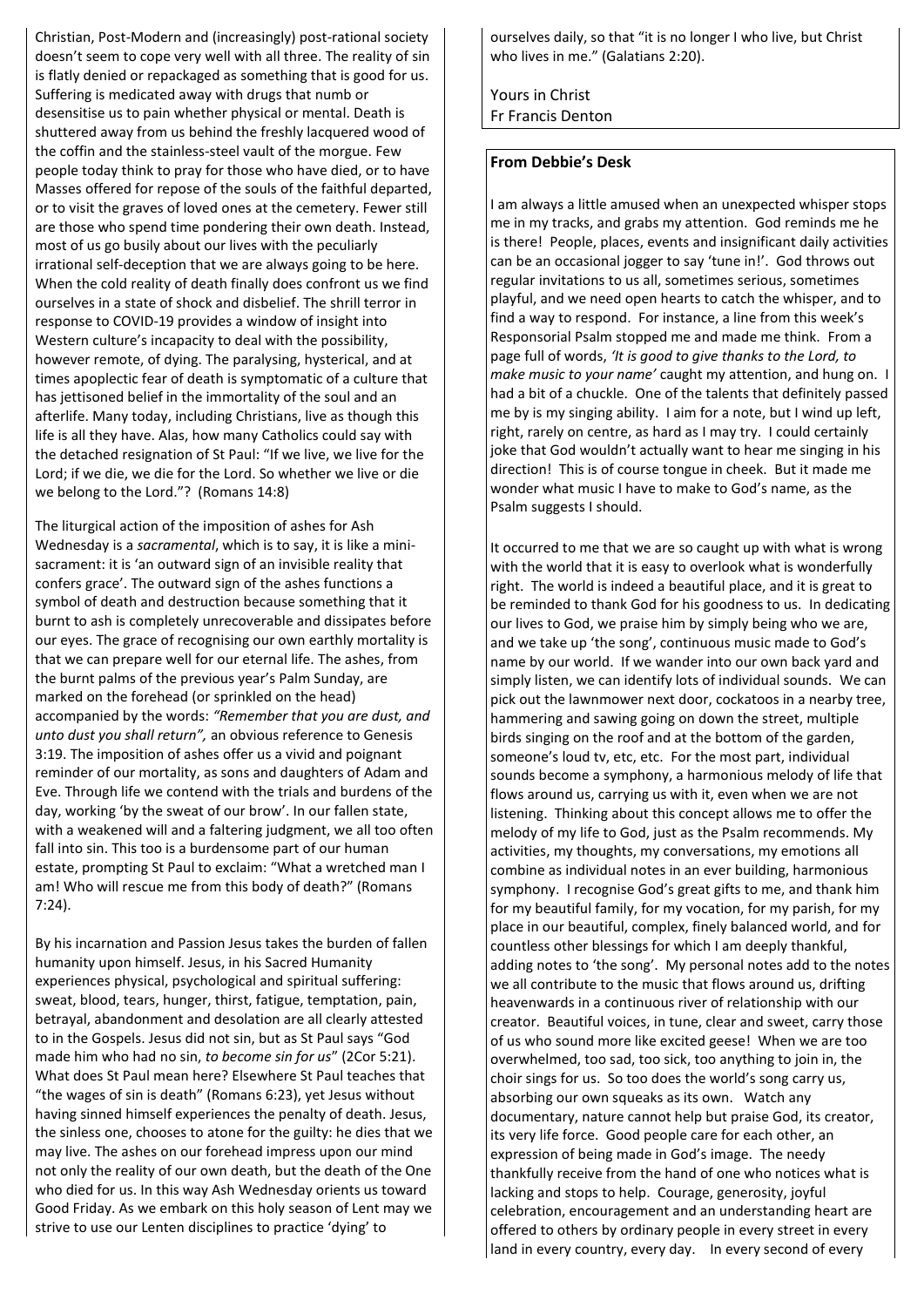Christian, Post-Modern and (increasingly) post-rational society doesn't seem to cope very well with all three. The reality of sin is flatly denied or repackaged as something that is good for us. Suffering is medicated away with drugs that numb or desensitise us to pain whether physical or mental. Death is shuttered away from us behind the freshly lacquered wood of the coffin and the stainless-steel vault of the morgue. Few people today think to pray for those who have died, or to have Masses offered for repose of the souls of the faithful departed, or to visit the graves of loved ones at the cemetery. Fewer still are those who spend time pondering their own death. Instead, most of us go busily about our lives with the peculiarly irrational self-deception that we are always going to be here. When the cold reality of death finally does confront us we find ourselves in a state of shock and disbelief. The shrill terror in response to COVID-19 provides a window of insight into Western culture's incapacity to deal with the possibility, however remote, of dying. The paralysing, hysterical, and at times apoplectic fear of death is symptomatic of a culture that has jettisoned belief in the immortality of the soul and an afterlife. Many today, including Christians, live as though this life is all they have. Alas, how many Catholics could say with the detached resignation of St Paul: "If we live, we live for the Lord; if we die, we die for the Lord. So whether we live or die we belong to the Lord."? (Romans 14:8)

The liturgical action of the imposition of ashes for Ash Wednesday is a *sacramental*, which is to say, it is like a mini-sacrament: it is 'an outward sign of an invisible reality that confers grace'. The outward sign of the ashes functions a symbol of death and destruction because something that it burnt to ash is completely unrecoverable and dissipates before our eyes. The grace of recognising our own earthly mortality is that we can prepare well for our eternal life. The ashes, from the burnt palms of the previous year's Palm Sunday, are marked on the forehead (or sprinkled on the head) accompanied by the words: *"Remember that you are dust, and unto dust you shall return",* an obvious reference to Genesis 3:19. The imposition of ashes offer us a vivid and poignant reminder of our mortality, as sons and daughters of Adam and Eve. Through life we contend with the trials and burdens of the day, working 'by the sweat of our brow'. In our fallen state, with a weakened will and a faltering judgment, we all too often fall into sin. This too is a burdensome part of our human estate, prompting St Paul to exclaim: "What a wretched man I am! Who will rescue me from this body of death?" (Romans 7:24).

By his incarnation and Passion Jesus takes the burden of fallen humanity upon himself. Jesus, in his Sacred Humanity experiences physical, psychological and spiritual suffering: sweat, blood, tears, hunger, thirst, fatigue, temptation, pain, betrayal, abandonment and desolation are all clearly attested to in the Gospels. Jesus did not sin, but as St Paul says "God made him who had no sin, *to become sin for us*" (2Cor 5:21). What does St Paul mean here? Elsewhere St Paul teaches that "the wages of sin is death" (Romans 6:23), yet Jesus without having sinned himself experiences the penalty of death. Jesus, the sinless one, chooses to atone for the guilty: he dies that we may live. The ashes on our forehead impress upon our mind not only the reality of our own death, but the death of the One who died for us. In this way Ash Wednesday orients us toward Good Friday. As we embark on this holy season of Lent may we strive to use our Lenten disciplines to practice 'dying' to ourselves daily, so that "it is no longer I who live, but Christ who lives in me." (Galatians 2:20).

Yours in Christ
Fr Francis Denton

## From Debbie's Desk

I am always a little amused when an unexpected whisper stops me in my tracks, and grabs my attention. God reminds me he is there! People, places, events and insignificant daily activities can be an occasional jogger to say 'tune in!'. God throws out regular invitations to us all, sometimes serious, sometimes playful, and we need open hearts to catch the whisper, and to find a way to respond. For instance, a line from this week's Responsorial Psalm stopped me and made me think. From a page full of words, *'It is good to give thanks to the Lord, to make music to your name'* caught my attention, and hung on. I had a bit of a chuckle. One of the talents that definitely passed me by is my singing ability. I aim for a note, but I wind up left, right, rarely on centre, as hard as I may try. I could certainly joke that God wouldn't actually want to hear me singing in his direction! This is of course tongue in cheek. But it made me wonder what music I have to make to God's name, as the Psalm suggests I should.

It occurred to me that we are so caught up with what is wrong with the world that it is easy to overlook what is wonderfully right. The world is indeed a beautiful place, and it is great to be reminded to thank God for his goodness to us. In dedicating our lives to God, we praise him by simply being who we are, and we take up 'the song', continuous music made to God's name by our world. If we wander into our own back yard and simply listen, we can identify lots of individual sounds. We can pick out the lawnmower next door, cockatoos in a nearby tree, hammering and sawing going on down the street, multiple birds singing on the roof and at the bottom of the garden, someone's loud tv, etc, etc. For the most part, individual sounds become a symphony, a harmonious melody of life that flows around us, carrying us with it, even when we are not listening. Thinking about this concept allows me to offer the melody of my life to God, just as the Psalm recommends. My activities, my thoughts, my conversations, my emotions all combine as individual notes in an ever building, harmonious symphony. I recognise God's great gifts to me, and thank him for my beautiful family, for my vocation, for my parish, for my place in our beautiful, complex, finely balanced world, and for countless other blessings for which I am deeply thankful, adding notes to 'the song'. My personal notes add to the notes we all contribute to the music that flows around us, drifting heavenwards in a continuous river of relationship with our creator. Beautiful voices, in tune, clear and sweet, carry those of us who sound more like excited geese! When we are too overwhelmed, too sad, too sick, too anything to join in, the choir sings for us. So too does the world's song carry us, absorbing our own squeaks as its own. Watch any documentary, nature cannot help but praise God, its creator, its very life force. Good people care for each other, an expression of being made in God's image. The needy thankfully receive from the hand of one who notices what is lacking and stops to help. Courage, generosity, joyful celebration, encouragement and an understanding heart are offered to others by ordinary people in every street in every land in every country, every day. In every second of every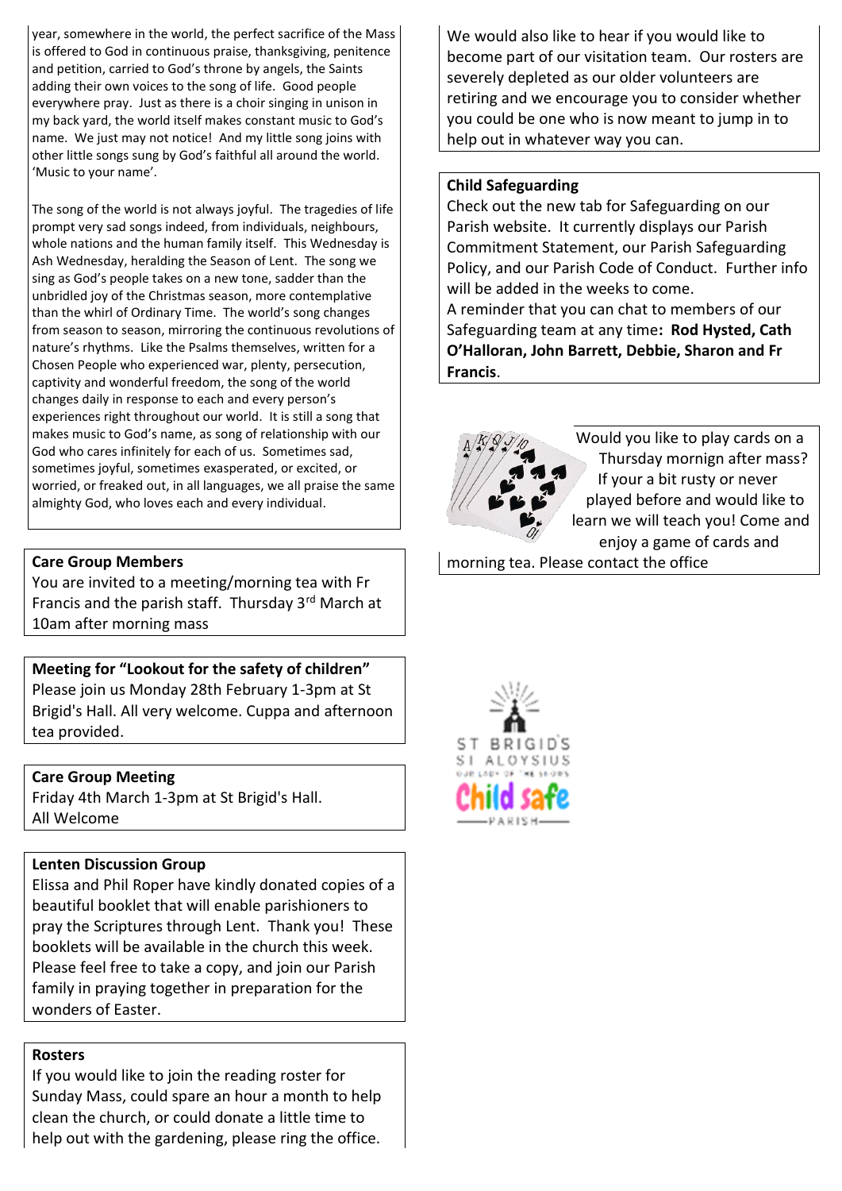year, somewhere in the world, the perfect sacrifice of the Mass is offered to God in continuous praise, thanksgiving, penitence and petition, carried to God's throne by angels, the Saints adding their own voices to the song of life. Good people everywhere pray. Just as there is a choir singing in unison in my back yard, the world itself makes constant music to God's name. We just may not notice! And my little song joins with other little songs sung by God's faithful all around the world. 'Music to your name'.

The song of the world is not always joyful. The tragedies of life prompt very sad songs indeed, from individuals, neighbours, whole nations and the human family itself. This Wednesday is Ash Wednesday, heralding the Season of Lent. The song we sing as God's people takes on a new tone, sadder than the unbridled joy of the Christmas season, more contemplative than the whirl of Ordinary Time. The world's song changes from season to season, mirroring the continuous revolutions of nature's rhythms. Like the Psalms themselves, written for a Chosen People who experienced war, plenty, persecution, captivity and wonderful freedom, the song of the world changes daily in response to each and every person's experiences right throughout our world. It is still a song that makes music to God's name, as song of relationship with our God who cares infinitely for each of us. Sometimes sad, sometimes joyful, sometimes exasperated, or excited, or worried, or freaked out, in all languages, we all praise the same almighty God, who loves each and every individual.

**Care Group Members**
You are invited to a meeting/morning tea with Fr Francis and the parish staff. Thursday 3rd March at 10am after morning mass

**Meeting for "Lookout for the safety of children"**
Please join us Monday 28th February 1-3pm at St Brigid's Hall. All very welcome. Cuppa and afternoon tea provided.

**Care Group Meeting**
Friday 4th March 1-3pm at St Brigid's Hall.
All Welcome

**Lenten Discussion Group**
Elissa and Phil Roper have kindly donated copies of a beautiful booklet that will enable parishioners to pray the Scriptures through Lent. Thank you! These booklets will be available in the church this week. Please feel free to take a copy, and join our Parish family in praying together in preparation for the wonders of Easter.

**Rosters**
If you would like to join the reading roster for Sunday Mass, could spare an hour a month to help clean the church, or could donate a little time to help out with the gardening, please ring the office. We would also like to hear if you would like to become part of our visitation team. Our rosters are severely depleted as our older volunteers are retiring and we encourage you to consider whether you could be one who is now meant to jump in to help out in whatever way you can.

**Child Safeguarding**
Check out the new tab for Safeguarding on our Parish website. It currently displays our Parish Commitment Statement, our Parish Safeguarding Policy, and our Parish Code of Conduct. Further info will be added in the weeks to come.
A reminder that you can chat to members of our Safeguarding team at any time**: Rod Hysted, Cath O'Halloran, John Barrett, Debbie, Sharon and Fr Francis**.

Would you like to play cards on a Thursday mornign after mass? If your a bit rusty or never played before and would like to learn we will teach you! Come and enjoy a game of cards and morning tea. Please contact the office

ST BRIGID'S
ST ALOYSIUS
OUR LADY OF THE SHOWS
Child safe
PARISH